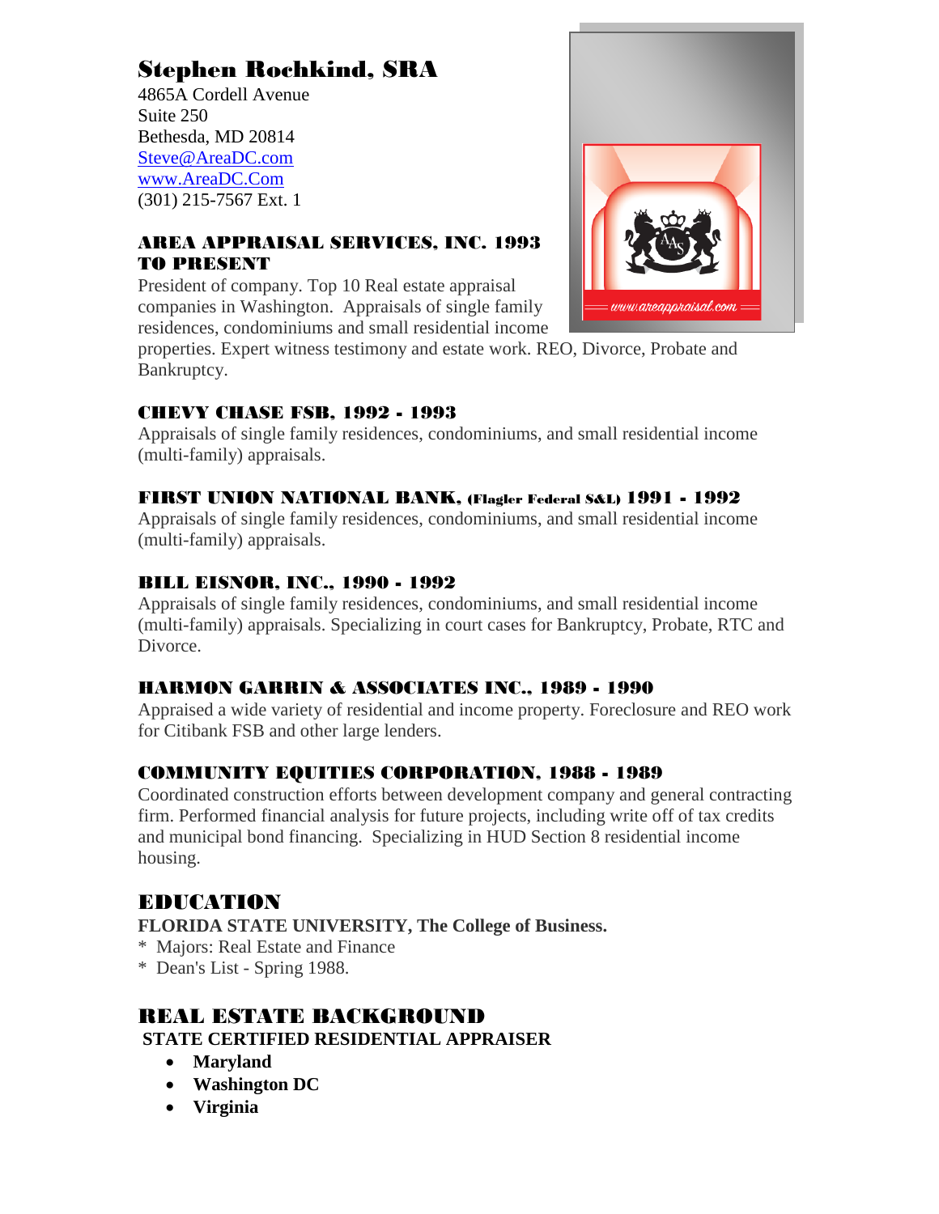# Stephen Rochkind, SRA

4865A Cordell Avenue
Suite 250
Bethesda, MD 20814
Steve@AreaDC.com
www.AreaDC.Com
(301) 215-7567 Ext. 1

### AREA APPRAISAL SERVICES, INC. 1993 TO PRESENT

President of company. Top 10 Real estate appraisal companies in Washington. Appraisals of single family residences, condominiums and small residential income properties. Expert witness testimony and estate work. REO, Divorce, Probate and Bankruptcy.

### CHEVY CHASE FSB, 1992 - 1993

Appraisals of single family residences, condominiums, and small residential income (multi-family) appraisals.

### FIRST UNION NATIONAL BANK, (Flagler Federal S&L) 1991 - 1992

Appraisals of single family residences, condominiums, and small residential income (multi-family) appraisals.

### BILL EISNOR, INC., 1990 - 1992

Appraisals of single family residences, condominiums, and small residential income (multi-family) appraisals. Specializing in court cases for Bankruptcy, Probate, RTC and Divorce.

### HARMON GARRIN & ASSOCIATES INC., 1989 - 1990

Appraised a wide variety of residential and income property. Foreclosure and REO work for Citibank FSB and other large lenders.

### COMMUNITY EQUITIES CORPORATION, 1988 - 1989

Coordinated construction efforts between development company and general contracting firm. Performed financial analysis for future projects, including write off of tax credits and municipal bond financing. Specializing in HUD Section 8 residential income housing.

## EDUCATION

**FLORIDA STATE UNIVERSITY, The College of Business.**

* Majors: Real Estate and Finance
* Dean's List - Spring 1988.

## REAL ESTATE BACKGROUND

**STATE CERTIFIED RESIDENTIAL APPRAISER**

- **Maryland**
- **Washington DC**
- **Virginia**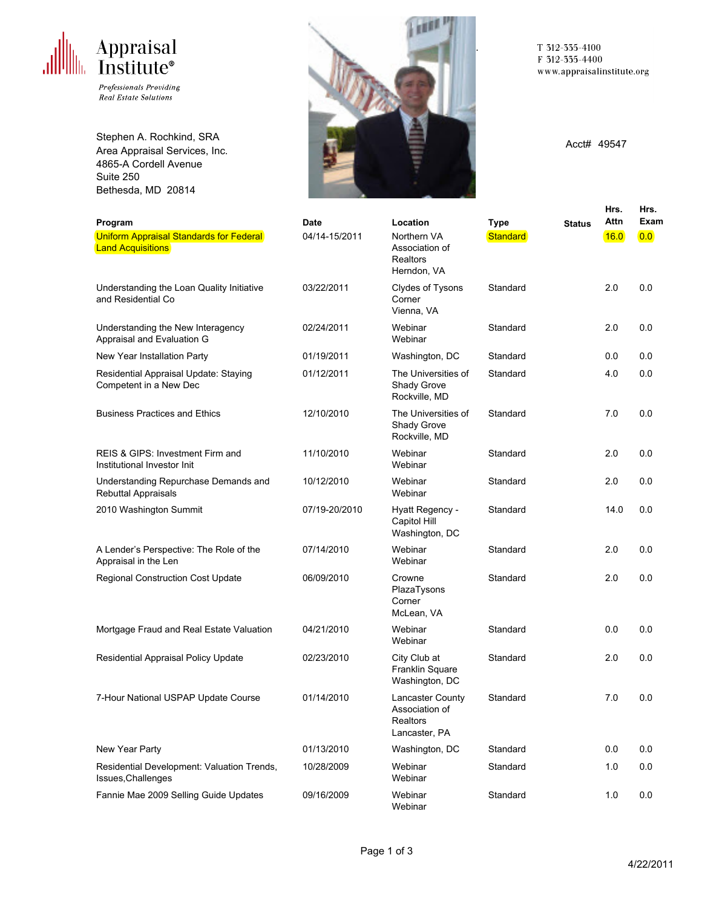**Appraisal Institute®**

*Professionals Providing Real Estate Solutions*

T 312-335-4100
F 312-335-4400
www.appraisalinstitute.org

Stephen A. Rochkind, SRA
Area Appraisal Services, Inc.
4865-A Cordell Avenue
Suite 250
Bethesda, MD 20814

Acct# 49547

| Program | Date | Location | Type | Status | Hrs. Attn | Hrs. Exam |
|---|---|---|---|---|---|---|
| Uniform Appraisal Standards for Federal Land Acquisitions | 04/14-15/2011 | Northern VA Association of Realtors Herndon, VA | Standard | | 16.0 | 0.0 |
| Understanding the Loan Quality Initiative and Residential Co | 03/22/2011 | Clydes of Tysons Corner Vienna, VA | Standard | | 2.0 | 0.0 |
| Understanding the New Interagency Appraisal and Evaluation G | 02/24/2011 | Webinar Webinar | Standard | | 2.0 | 0.0 |
| New Year Installation Party | 01/19/2011 | Washington, DC | Standard | | 0.0 | 0.0 |
| Residential Appraisal Update: Staying Competent in a New Dec | 01/12/2011 | The Universities of Shady Grove Rockville, MD | Standard | | 4.0 | 0.0 |
| Business Practices and Ethics | 12/10/2010 | The Universities of Shady Grove Rockville, MD | Standard | | 7.0 | 0.0 |
| REIS & GIPS: Investment Firm and Institutional Investor Init | 11/10/2010 | Webinar Webinar | Standard | | 2.0 | 0.0 |
| Understanding Repurchase Demands and Rebuttal Appraisals | 10/12/2010 | Webinar Webinar | Standard | | 2.0 | 0.0 |
| 2010 Washington Summit | 07/19-20/2010 | Hyatt Regency - Capitol Hill Washington, DC | Standard | | 14.0 | 0.0 |
| A Lender's Perspective: The Role of the Appraisal in the Len | 07/14/2010 | Webinar Webinar | Standard | | 2.0 | 0.0 |
| Regional Construction Cost Update | 06/09/2010 | Crowne PlazaTysons Corner McLean, VA | Standard | | 2.0 | 0.0 |
| Mortgage Fraud and Real Estate Valuation | 04/21/2010 | Webinar Webinar | Standard | | 0.0 | 0.0 |
| Residential Appraisal Policy Update | 02/23/2010 | City Club at Franklin Square Washington, DC | Standard | | 2.0 | 0.0 |
| 7-Hour National USPAP Update Course | 01/14/2010 | Lancaster County Association of Realtors Lancaster, PA | Standard | | 7.0 | 0.0 |
| New Year Party | 01/13/2010 | Washington, DC | Standard | | 0.0 | 0.0 |
| Residential Development: Valuation Trends, Issues,Challenges | 10/28/2009 | Webinar Webinar | Standard | | 1.0 | 0.0 |
| Fannie Mae 2009 Selling Guide Updates | 09/16/2009 | Webinar Webinar | Standard | | 1.0 | 0.0 |

4/22/2011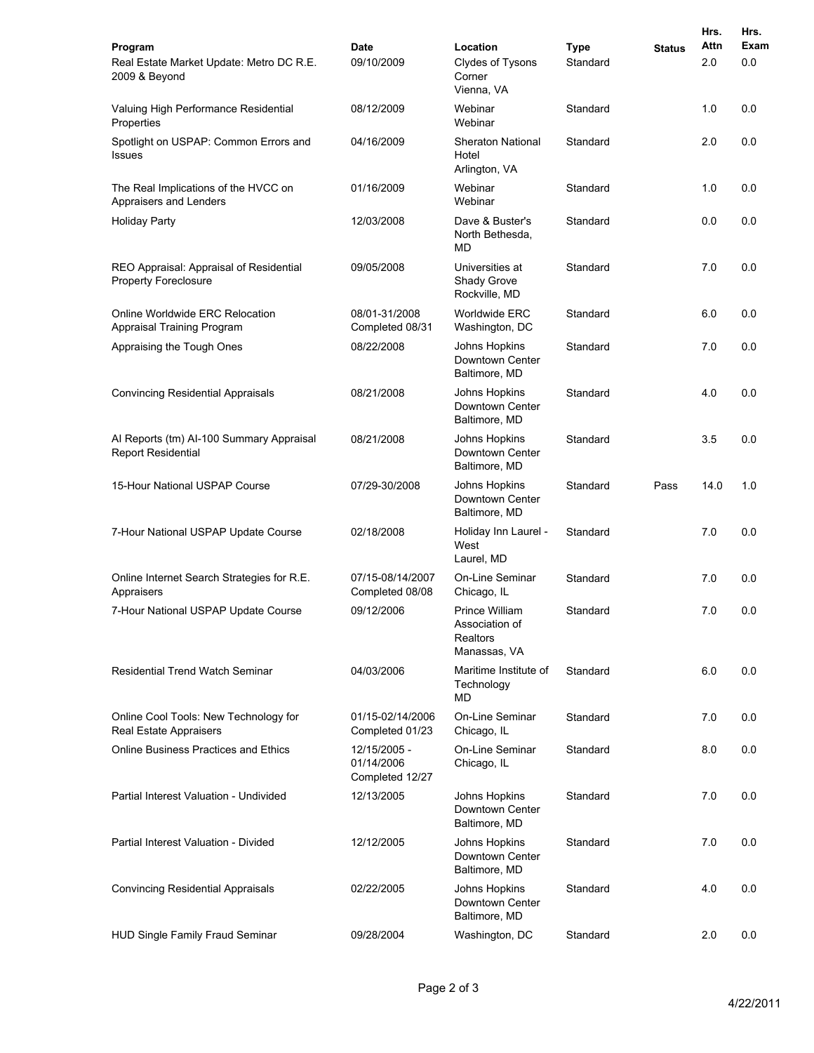| Program | Date | Location | Type | Status | Hrs. Attn | Hrs. Exam |
|---|---|---|---|---|---|---|
| Real Estate Market Update: Metro DC R.E. 2009 & Beyond | 09/10/2009 | Clydes of Tysons Corner Vienna, VA | Standard | | 2.0 | 0.0 |
| Valuing High Performance Residential Properties | 08/12/2009 | Webinar Webinar | Standard | | 1.0 | 0.0 |
| Spotlight on USPAP: Common Errors and Issues | 04/16/2009 | Sheraton National Hotel Arlington, VA | Standard | | 2.0 | 0.0 |
| The Real Implications of the HVCC on Appraisers and Lenders | 01/16/2009 | Webinar Webinar | Standard | | 1.0 | 0.0 |
| Holiday Party | 12/03/2008 | Dave & Buster's North Bethesda, MD | Standard | | 0.0 | 0.0 |
| REO Appraisal: Appraisal of Residential Property Foreclosure | 09/05/2008 | Universities at Shady Grove Rockville, MD | Standard | | 7.0 | 0.0 |
| Online Worldwide ERC Relocation Appraisal Training Program | 08/01-31/2008 Completed 08/31 | Worldwide ERC Washington, DC | Standard | | 6.0 | 0.0 |
| Appraising the Tough Ones | 08/22/2008 | Johns Hopkins Downtown Center Baltimore, MD | Standard | | 7.0 | 0.0 |
| Convincing Residential Appraisals | 08/21/2008 | Johns Hopkins Downtown Center Baltimore, MD | Standard | | 4.0 | 0.0 |
| AI Reports (tm) AI-100 Summary Appraisal Report Residential | 08/21/2008 | Johns Hopkins Downtown Center Baltimore, MD | Standard | | 3.5 | 0.0 |
| 15-Hour National USPAP Course | 07/29-30/2008 | Johns Hopkins Downtown Center Baltimore, MD | Standard | Pass | 14.0 | 1.0 |
| 7-Hour National USPAP Update Course | 02/18/2008 | Holiday Inn Laurel - West Laurel, MD | Standard | | 7.0 | 0.0 |
| Online Internet Search Strategies for R.E. Appraisers | 07/15-08/14/2007 Completed 08/08 | On-Line Seminar Chicago, IL | Standard | | 7.0 | 0.0 |
| 7-Hour National USPAP Update Course | 09/12/2006 | Prince William Association of Realtors Manassas, VA | Standard | | 7.0 | 0.0 |
| Residential Trend Watch Seminar | 04/03/2006 | Maritime Institute of Technology MD | Standard | | 6.0 | 0.0 |
| Online Cool Tools: New Technology for Real Estate Appraisers | 01/15-02/14/2006 Completed 01/23 | On-Line Seminar Chicago, IL | Standard | | 7.0 | 0.0 |
| Online Business Practices and Ethics | 12/15/2005 - 01/14/2006 Completed 12/27 | On-Line Seminar Chicago, IL | Standard | | 8.0 | 0.0 |
| Partial Interest Valuation - Undivided | 12/13/2005 | Johns Hopkins Downtown Center Baltimore, MD | Standard | | 7.0 | 0.0 |
| Partial Interest Valuation - Divided | 12/12/2005 | Johns Hopkins Downtown Center Baltimore, MD | Standard | | 7.0 | 0.0 |
| Convincing Residential Appraisals | 02/22/2005 | Johns Hopkins Downtown Center Baltimore, MD | Standard | | 4.0 | 0.0 |
| HUD Single Family Fraud Seminar | 09/28/2004 | Washington, DC | Standard | | 2.0 | 0.0 |

4/22/2011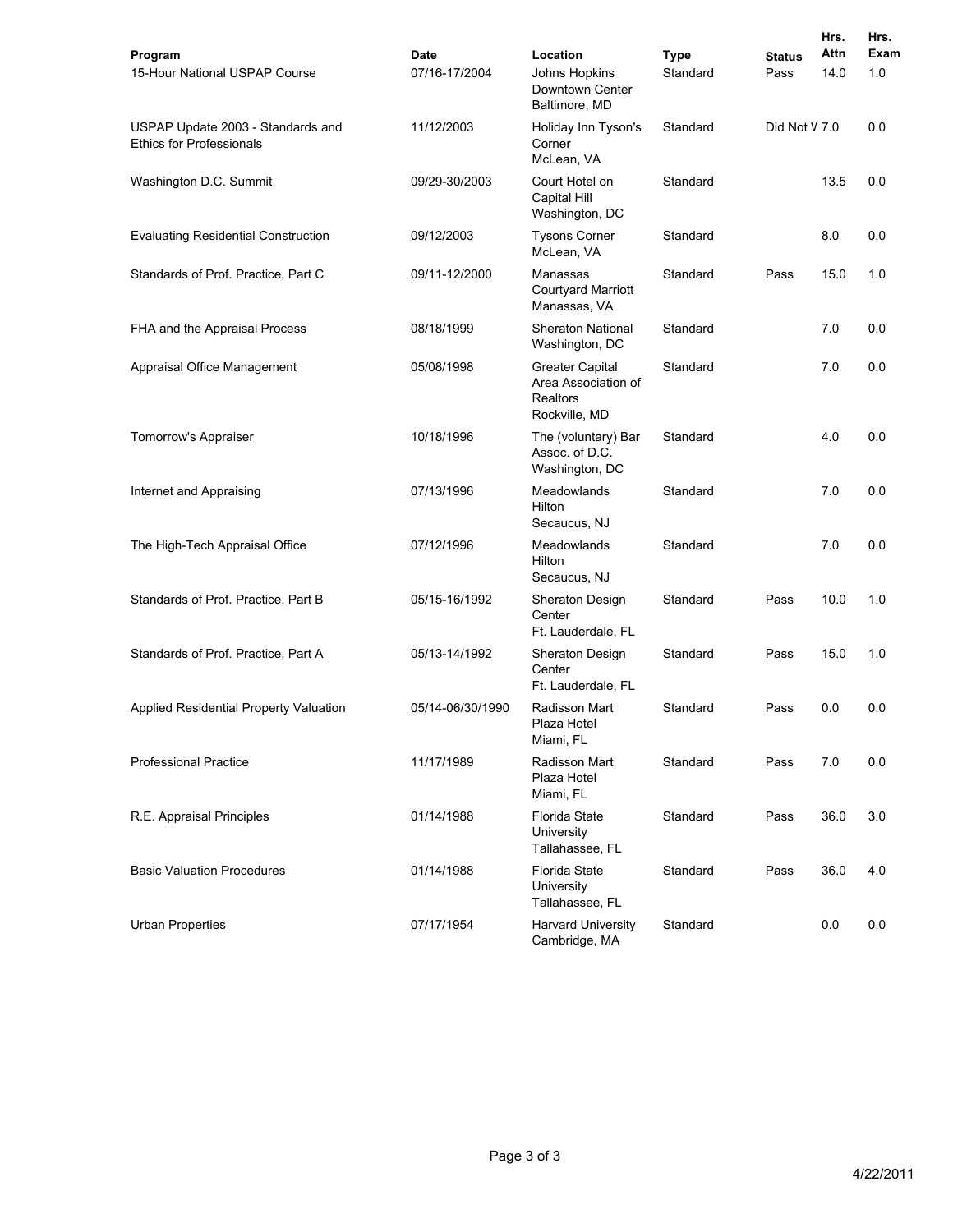| Program | Date | Location | Type | Status | Hrs. Attn | Hrs. Exam |
|---|---|---|---|---|---|---|
| 15-Hour National USPAP Course | 07/16-17/2004 | Johns Hopkins Downtown Center Baltimore, MD | Standard | Pass | 14.0 | 1.0 |
| USPAP Update 2003 - Standards and Ethics for Professionals | 11/12/2003 | Holiday Inn Tyson's Corner McLean, VA | Standard | Did Not V | 7.0 | 0.0 |
| Washington D.C. Summit | 09/29-30/2003 | Court Hotel on Capital Hill Washington, DC | Standard | | 13.5 | 0.0 |
| Evaluating Residential Construction | 09/12/2003 | Tysons Corner McLean, VA | Standard | | 8.0 | 0.0 |
| Standards of Prof. Practice, Part C | 09/11-12/2000 | Manassas Courtyard Marriott Manassas, VA | Standard | Pass | 15.0 | 1.0 |
| FHA and the Appraisal Process | 08/18/1999 | Sheraton National Washington, DC | Standard | | 7.0 | 0.0 |
| Appraisal Office Management | 05/08/1998 | Greater Capital Area Association of Realtors Rockville, MD | Standard | | 7.0 | 0.0 |
| Tomorrow's Appraiser | 10/18/1996 | The (voluntary) Bar Assoc. of D.C. Washington, DC | Standard | | 4.0 | 0.0 |
| Internet and Appraising | 07/13/1996 | Meadowlands Hilton Secaucus, NJ | Standard | | 7.0 | 0.0 |
| The High-Tech Appraisal Office | 07/12/1996 | Meadowlands Hilton Secaucus, NJ | Standard | | 7.0 | 0.0 |
| Standards of Prof. Practice, Part B | 05/15-16/1992 | Sheraton Design Center Ft. Lauderdale, FL | Standard | Pass | 10.0 | 1.0 |
| Standards of Prof. Practice, Part A | 05/13-14/1992 | Sheraton Design Center Ft. Lauderdale, FL | Standard | Pass | 15.0 | 1.0 |
| Applied Residential Property Valuation | 05/14-06/30/1990 | Radisson Mart Plaza Hotel Miami, FL | Standard | Pass | 0.0 | 0.0 |
| Professional Practice | 11/17/1989 | Radisson Mart Plaza Hotel Miami, FL | Standard | Pass | 7.0 | 0.0 |
| R.E. Appraisal Principles | 01/14/1988 | Florida State University Tallahassee, FL | Standard | Pass | 36.0 | 3.0 |
| Basic Valuation Procedures | 01/14/1988 | Florida State University Tallahassee, FL | Standard | Pass | 36.0 | 4.0 |
| Urban Properties | 07/17/1954 | Harvard University Cambridge, MA | Standard | | 0.0 | 0.0 |

4/22/2011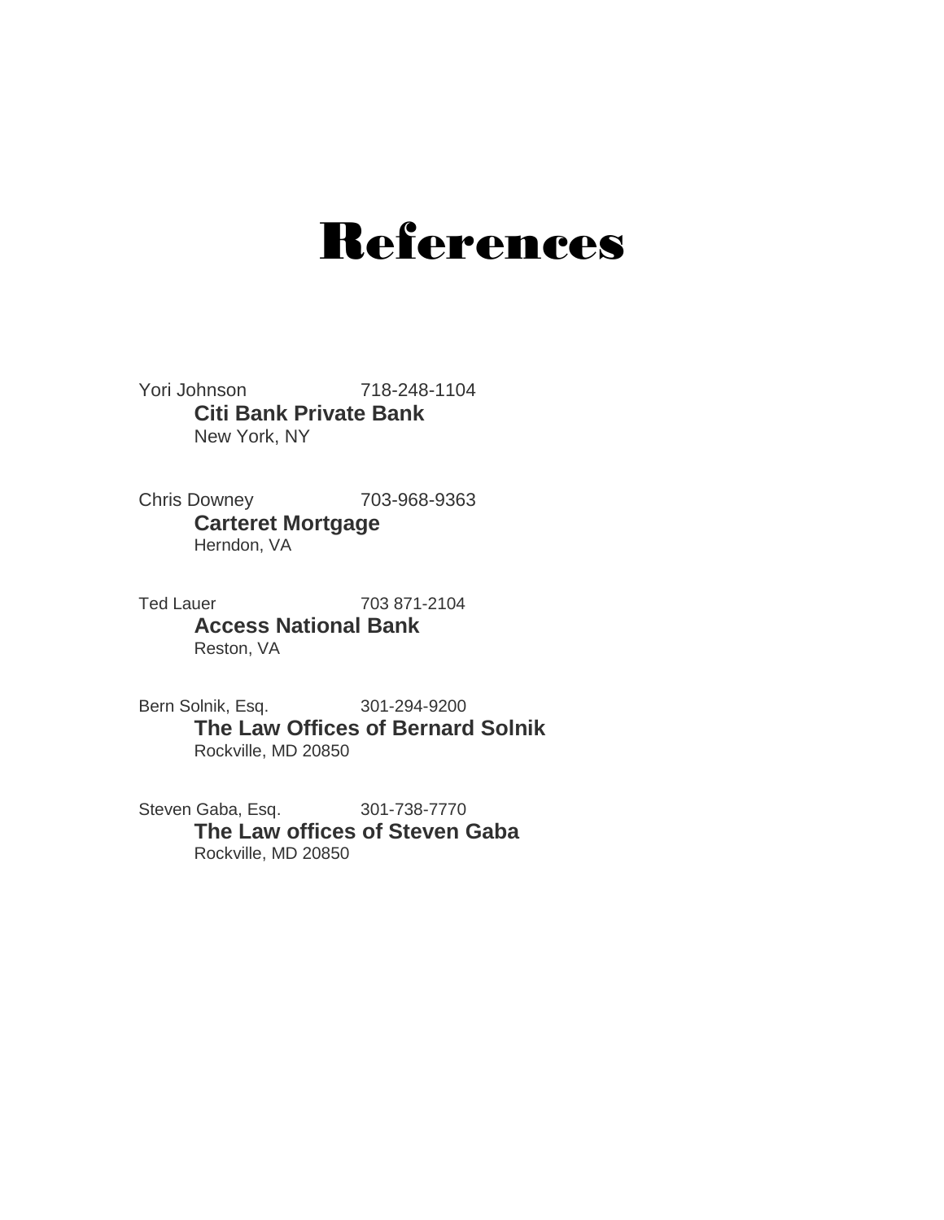# References

Yori Johnson 718-248-1104
**Citi Bank Private Bank**
New York, NY

Chris Downey 703-968-9363
**Carteret Mortgage**
Herndon, VA

Ted Lauer 703 871-2104
**Access National Bank**
Reston, VA

Bern Solnik, Esq. 301-294-9200
**The Law Offices of Bernard Solnik**
Rockville, MD 20850

Steven Gaba, Esq. 301-738-7770
**The Law offices of Steven Gaba**
Rockville, MD 20850